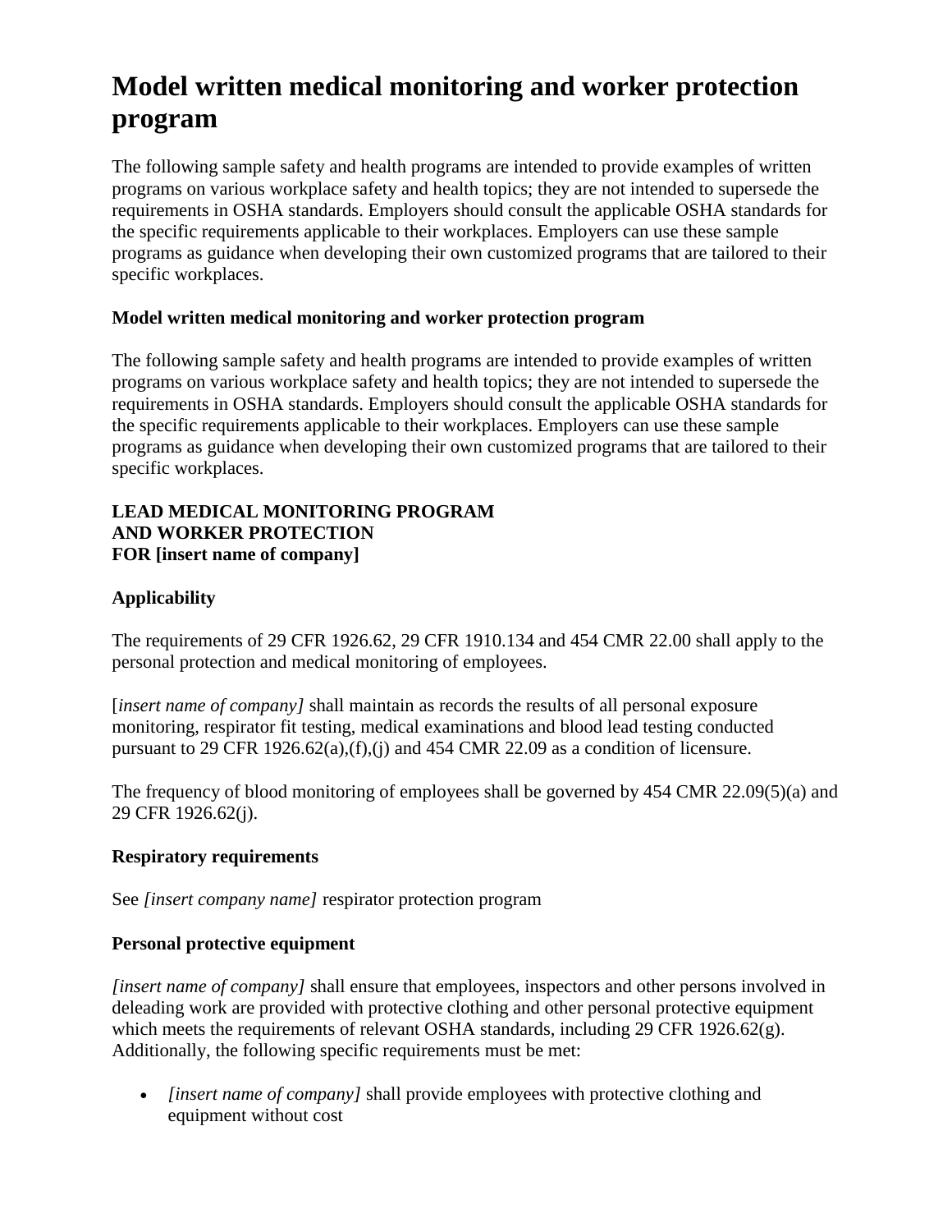# Model written medical monitoring and worker protection program

The following sample safety and health programs are intended to provide examples of written programs on various workplace safety and health topics; they are not intended to supersede the requirements in OSHA standards. Employers should consult the applicable OSHA standards for the specific requirements applicable to their workplaces. Employers can use these sample programs as guidance when developing their own customized programs that are tailored to their specific workplaces.

**Model written medical monitoring and worker protection program**

The following sample safety and health programs are intended to provide examples of written programs on various workplace safety and health topics; they are not intended to supersede the requirements in OSHA standards. Employers should consult the applicable OSHA standards for the specific requirements applicable to their workplaces. Employers can use these sample programs as guidance when developing their own customized programs that are tailored to their specific workplaces.

**LEAD MEDICAL MONITORING PROGRAM**
**AND WORKER PROTECTION**
**FOR [insert name of company]**

### Applicability

The requirements of 29 CFR 1926.62, 29 CFR 1910.134 and 454 CMR 22.00 shall apply to the personal protection and medical monitoring of employees.

[*insert name of company]* shall maintain as records the results of all personal exposure monitoring, respirator fit testing, medical examinations and blood lead testing conducted pursuant to 29 CFR 1926.62(a),(f),(j) and 454 CMR 22.09 as a condition of licensure.

The frequency of blood monitoring of employees shall be governed by 454 CMR 22.09(5)(a) and 29 CFR 1926.62(j).

### Respiratory requirements

See *[insert company name]* respirator protection program

### Personal protective equipment

*[insert name of company]* shall ensure that employees, inspectors and other persons involved in deleading work are provided with protective clothing and other personal protective equipment which meets the requirements of relevant OSHA standards, including 29 CFR 1926.62(g). Additionally, the following specific requirements must be met:

- *[insert name of company]* shall provide employees with protective clothing and equipment without cost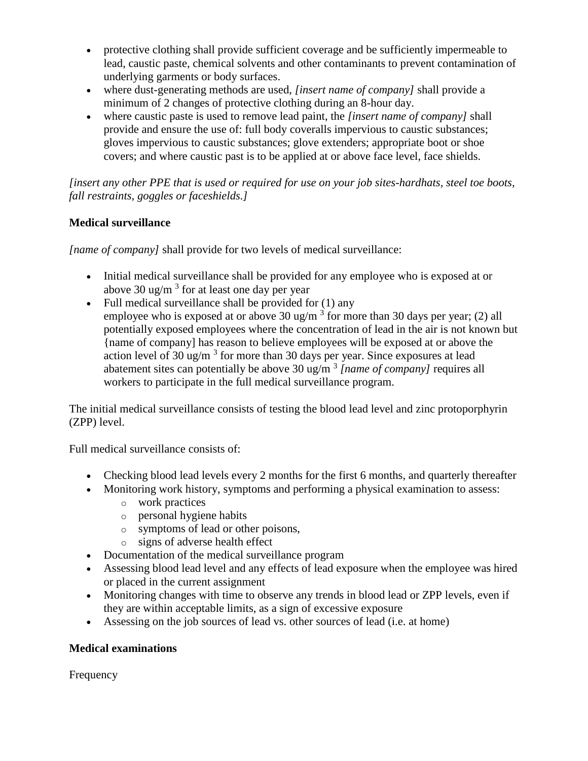- protective clothing shall provide sufficient coverage and be sufficiently impermeable to lead, caustic paste, chemical solvents and other contaminants to prevent contamination of underlying garments or body surfaces.
- where dust-generating methods are used, *[insert name of company]* shall provide a minimum of 2 changes of protective clothing during an 8-hour day.
- where caustic paste is used to remove lead paint, the *[insert name of company]* shall provide and ensure the use of: full body coveralls impervious to caustic substances; gloves impervious to caustic substances; glove extenders; appropriate boot or shoe covers; and where caustic past is to be applied at or above face level, face shields.

*[insert any other PPE that is used or required for use on your job sites-hardhats, steel toe boots, fall restraints, goggles or faceshields.]*

**Medical surveillance**

*[name of company]* shall provide for two levels of medical surveillance:

- Initial medical surveillance shall be provided for any employee who is exposed at or above 30 ug/m $^3$ for at least one day per year
- Full medical surveillance shall be provided for (1) any employee who is exposed at or above 30 ug/m $^3$ for more than 30 days per year; (2) all potentially exposed employees where the concentration of lead in the air is not known but {name of company] has reason to believe employees will be exposed at or above the action level of 30 ug/m $^3$ for more than 30 days per year. Since exposures at lead abatement sites can potentially be above 30 ug/m $^3$ *[name of company]* requires all workers to participate in the full medical surveillance program.

The initial medical surveillance consists of testing the blood lead level and zinc protoporphyrin (ZPP) level.

Full medical surveillance consists of:

- Checking blood lead levels every 2 months for the first 6 months, and quarterly thereafter
- Monitoring work history, symptoms and performing a physical examination to assess:
  - work practices
  - personal hygiene habits
  - symptoms of lead or other poisons,
  - signs of adverse health effect
- Documentation of the medical surveillance program
- Assessing blood lead level and any effects of lead exposure when the employee was hired or placed in the current assignment
- Monitoring changes with time to observe any trends in blood lead or ZPP levels, even if they are within acceptable limits, as a sign of excessive exposure
- Assessing on the job sources of lead vs. other sources of lead (i.e. at home)

**Medical examinations**

Frequency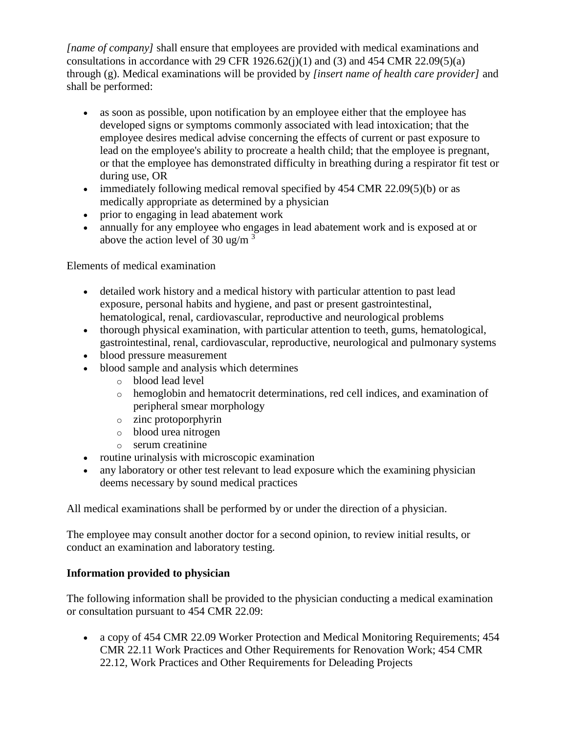*[name of company]* shall ensure that employees are provided with medical examinations and consultations in accordance with 29 CFR 1926.62(j)(1) and (3) and 454 CMR 22.09(5)(a) through (g). Medical examinations will be provided by *[insert name of health care provider]* and shall be performed:

- as soon as possible, upon notification by an employee either that the employee has developed signs or symptoms commonly associated with lead intoxication; that the employee desires medical advise concerning the effects of current or past exposure to lead on the employee's ability to procreate a health child; that the employee is pregnant, or that the employee has demonstrated difficulty in breathing during a respirator fit test or during use, OR
- immediately following medical removal specified by 454 CMR 22.09(5)(b) or as medically appropriate as determined by a physician
- prior to engaging in lead abatement work
- annually for any employee who engages in lead abatement work and is exposed at or above the action level of 30 ug/m $^3$

Elements of medical examination

- detailed work history and a medical history with particular attention to past lead exposure, personal habits and hygiene, and past or present gastrointestinal, hematological, renal, cardiovascular, reproductive and neurological problems
- thorough physical examination, with particular attention to teeth, gums, hematological, gastrointestinal, renal, cardiovascular, reproductive, neurological and pulmonary systems
- blood pressure measurement
- blood sample and analysis which determines
  - blood lead level
  - hemoglobin and hematocrit determinations, red cell indices, and examination of peripheral smear morphology
  - zinc protoporphyrin
  - blood urea nitrogen
  - serum creatinine
- routine urinalysis with microscopic examination
- any laboratory or other test relevant to lead exposure which the examining physician deems necessary by sound medical practices

All medical examinations shall be performed by or under the direction of a physician.

The employee may consult another doctor for a second opinion, to review initial results, or conduct an examination and laboratory testing.

**Information provided to physician**

The following information shall be provided to the physician conducting a medical examination or consultation pursuant to 454 CMR 22.09:

- a copy of 454 CMR 22.09 Worker Protection and Medical Monitoring Requirements; 454 CMR 22.11 Work Practices and Other Requirements for Renovation Work; 454 CMR 22.12, Work Practices and Other Requirements for Deleading Projects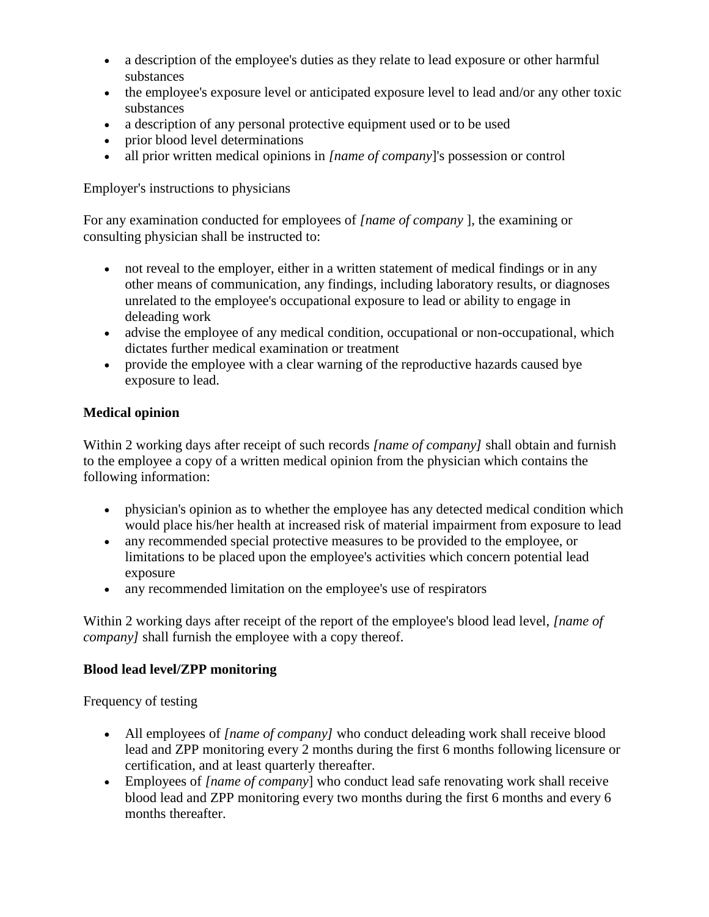- a description of the employee's duties as they relate to lead exposure or other harmful substances
- the employee's exposure level or anticipated exposure level to lead and/or any other toxic substances
- a description of any personal protective equipment used or to be used
- prior blood level determinations
- all prior written medical opinions in *[name of company*]'s possession or control

Employer's instructions to physicians

For any examination conducted for employees of *[name of company* ], the examining or consulting physician shall be instructed to:

- not reveal to the employer, either in a written statement of medical findings or in any other means of communication, any findings, including laboratory results, or diagnoses unrelated to the employee's occupational exposure to lead or ability to engage in deleading work
- advise the employee of any medical condition, occupational or non-occupational, which dictates further medical examination or treatment
- provide the employee with a clear warning of the reproductive hazards caused bye exposure to lead.

**Medical opinion**

Within 2 working days after receipt of such records *[name of company]* shall obtain and furnish to the employee a copy of a written medical opinion from the physician which contains the following information:

- physician's opinion as to whether the employee has any detected medical condition which would place his/her health at increased risk of material impairment from exposure to lead
- any recommended special protective measures to be provided to the employee, or limitations to be placed upon the employee's activities which concern potential lead exposure
- any recommended limitation on the employee's use of respirators

Within 2 working days after receipt of the report of the employee's blood lead level, *[name of company]* shall furnish the employee with a copy thereof.

**Blood lead level/ZPP monitoring**

Frequency of testing

- All employees of *[name of company]* who conduct deleading work shall receive blood lead and ZPP monitoring every 2 months during the first 6 months following licensure or certification, and at least quarterly thereafter.
- Employees of *[name of company*] who conduct lead safe renovating work shall receive blood lead and ZPP monitoring every two months during the first 6 months and every 6 months thereafter.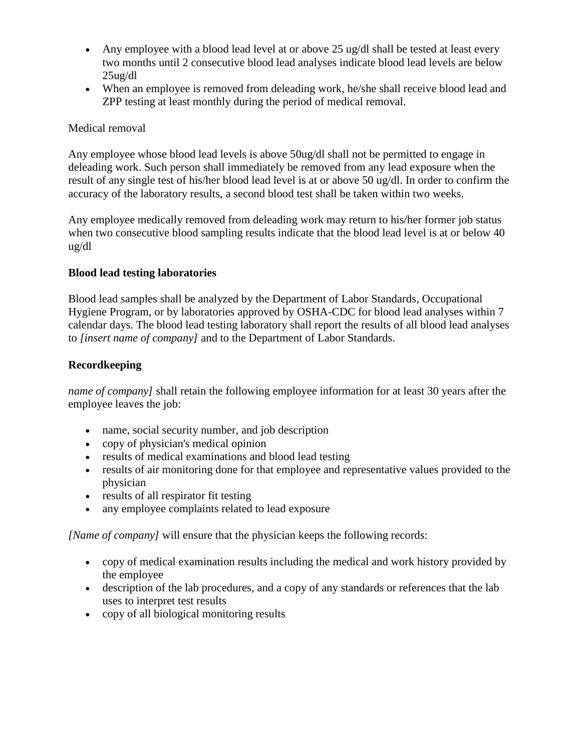- Any employee with a blood lead level at or above 25 ug/dl shall be tested at least every two months until 2 consecutive blood lead analyses indicate blood lead levels are below 25ug/dl
- When an employee is removed from deleading work, he/she shall receive blood lead and ZPP testing at least monthly during the period of medical removal.

Medical removal

Any employee whose blood lead levels is above 50ug/dl shall not be permitted to engage in deleading work. Such person shall immediately be removed from any lead exposure when the result of any single test of his/her blood lead level is at or above 50 ug/dl. In order to confirm the accuracy of the laboratory results, a second blood test shall be taken within two weeks.

Any employee medically removed from deleading work may return to his/her former job status when two consecutive blood sampling results indicate that the blood lead level is at or below 40 ug/dl

**Blood lead testing laboratories**

Blood lead samples shall be analyzed by the Department of Labor Standards, Occupational Hygiene Program, or by laboratories approved by OSHA-CDC for blood lead analyses within 7 calendar days. The blood lead testing laboratory shall report the results of all blood lead analyses to *[insert name of company]* and to the Department of Labor Standards.

**Recordkeeping**

*name of company]* shall retain the following employee information for at least 30 years after the employee leaves the job:

- name, social security number, and job description
- copy of physician's medical opinion
- results of medical examinations and blood lead testing
- results of air monitoring done for that employee and representative values provided to the physician
- results of all respirator fit testing
- any employee complaints related to lead exposure

*[Name of company]* will ensure that the physician keeps the following records:

- copy of medical examination results including the medical and work history provided by the employee
- description of the lab procedures, and a copy of any standards or references that the lab uses to interpret test results
- copy of all biological monitoring results